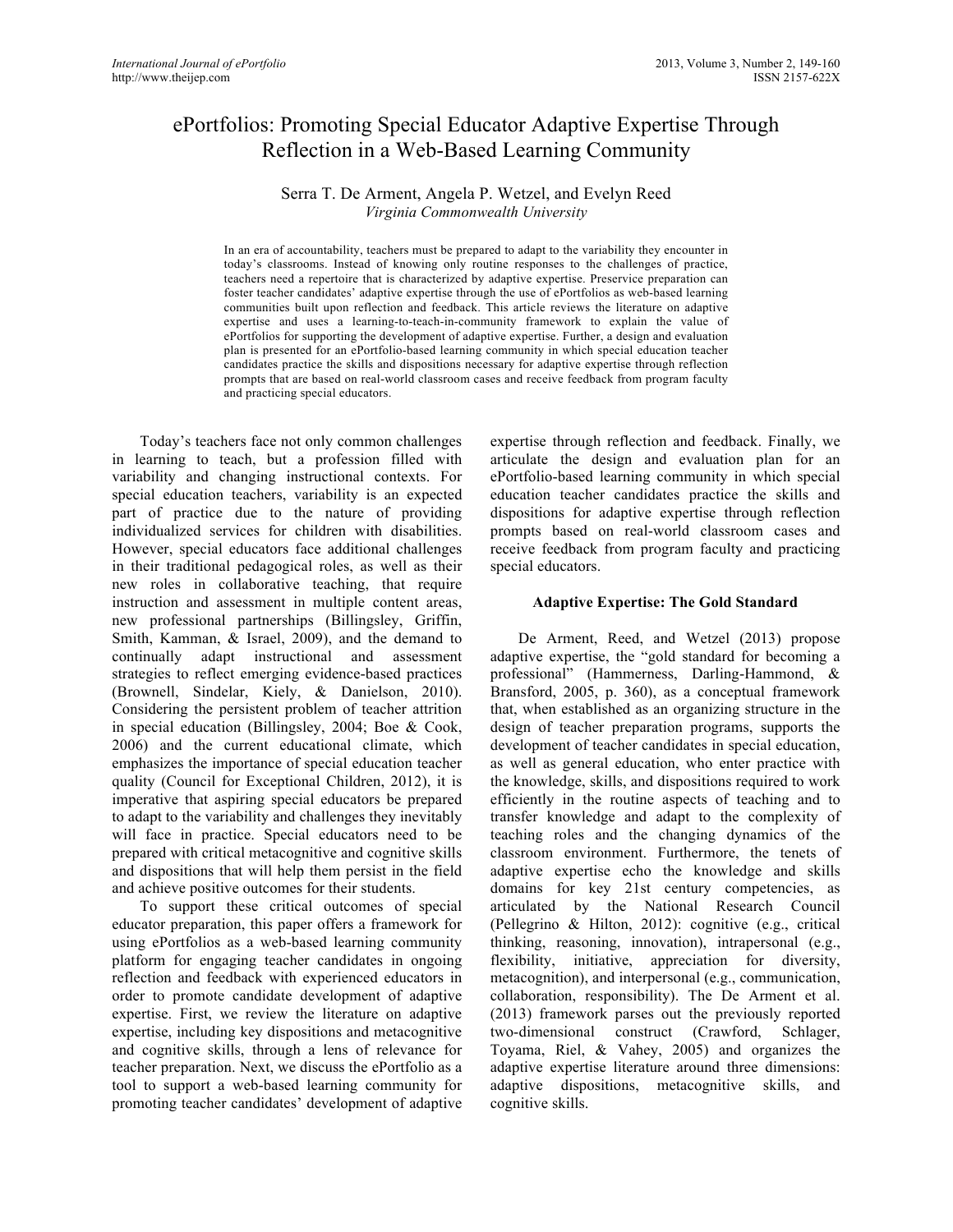# ePortfolios: Promoting Special Educator Adaptive Expertise Through Reflection in a Web-Based Learning Community

Serra T. De Arment, Angela P. Wetzel, and Evelyn Reed
*Virginia Commonwealth University*

In an era of accountability, teachers must be prepared to adapt to the variability they encounter in today's classrooms. Instead of knowing only routine responses to the challenges of practice, teachers need a repertoire that is characterized by adaptive expertise. Preservice preparation can foster teacher candidates' adaptive expertise through the use of ePortfolios as web-based learning communities built upon reflection and feedback. This article reviews the literature on adaptive expertise and uses a learning-to-teach-in-community framework to explain the value of ePortfolios for supporting the development of adaptive expertise. Further, a design and evaluation plan is presented for an ePortfolio-based learning community in which special education teacher candidates practice the skills and dispositions necessary for adaptive expertise through reflection prompts that are based on real-world classroom cases and receive feedback from program faculty and practicing special educators.

Today's teachers face not only common challenges in learning to teach, but a profession filled with variability and changing instructional contexts. For special education teachers, variability is an expected part of practice due to the nature of providing individualized services for children with disabilities. However, special educators face additional challenges in their traditional pedagogical roles, as well as their new roles in collaborative teaching, that require instruction and assessment in multiple content areas, new professional partnerships (Billingsley, Griffin, Smith, Kamman, & Israel, 2009), and the demand to continually adapt instructional and assessment strategies to reflect emerging evidence-based practices (Brownell, Sindelar, Kiely, & Danielson, 2010). Considering the persistent problem of teacher attrition in special education (Billingsley, 2004; Boe & Cook, 2006) and the current educational climate, which emphasizes the importance of special education teacher quality (Council for Exceptional Children, 2012), it is imperative that aspiring special educators be prepared to adapt to the variability and challenges they inevitably will face in practice. Special educators need to be prepared with critical metacognitive and cognitive skills and dispositions that will help them persist in the field and achieve positive outcomes for their students.

To support these critical outcomes of special educator preparation, this paper offers a framework for using ePortfolios as a web-based learning community platform for engaging teacher candidates in ongoing reflection and feedback with experienced educators in order to promote candidate development of adaptive expertise. First, we review the literature on adaptive expertise, including key dispositions and metacognitive and cognitive skills, through a lens of relevance for teacher preparation. Next, we discuss the ePortfolio as a tool to support a web-based learning community for promoting teacher candidates' development of adaptive expertise through reflection and feedback. Finally, we articulate the design and evaluation plan for an ePortfolio-based learning community in which special education teacher candidates practice the skills and dispositions for adaptive expertise through reflection prompts based on real-world classroom cases and receive feedback from program faculty and practicing special educators.

## Adaptive Expertise: The Gold Standard

De Arment, Reed, and Wetzel (2013) propose adaptive expertise, the "gold standard for becoming a professional" (Hammerness, Darling-Hammond, & Bransford, 2005, p. 360), as a conceptual framework that, when established as an organizing structure in the design of teacher preparation programs, supports the development of teacher candidates in special education, as well as general education, who enter practice with the knowledge, skills, and dispositions required to work efficiently in the routine aspects of teaching and to transfer knowledge and adapt to the complexity of teaching roles and the changing dynamics of the classroom environment. Furthermore, the tenets of adaptive expertise echo the knowledge and skills domains for key 21st century competencies, as articulated by the National Research Council (Pellegrino & Hilton, 2012): cognitive (e.g., critical thinking, reasoning, innovation), intrapersonal (e.g., flexibility, initiative, appreciation for diversity, metacognition), and interpersonal (e.g., communication, collaboration, responsibility). The De Arment et al. (2013) framework parses out the previously reported two-dimensional construct (Crawford, Schlager, Toyama, Riel, & Vahey, 2005) and organizes the adaptive expertise literature around three dimensions: adaptive dispositions, metacognitive skills, and cognitive skills.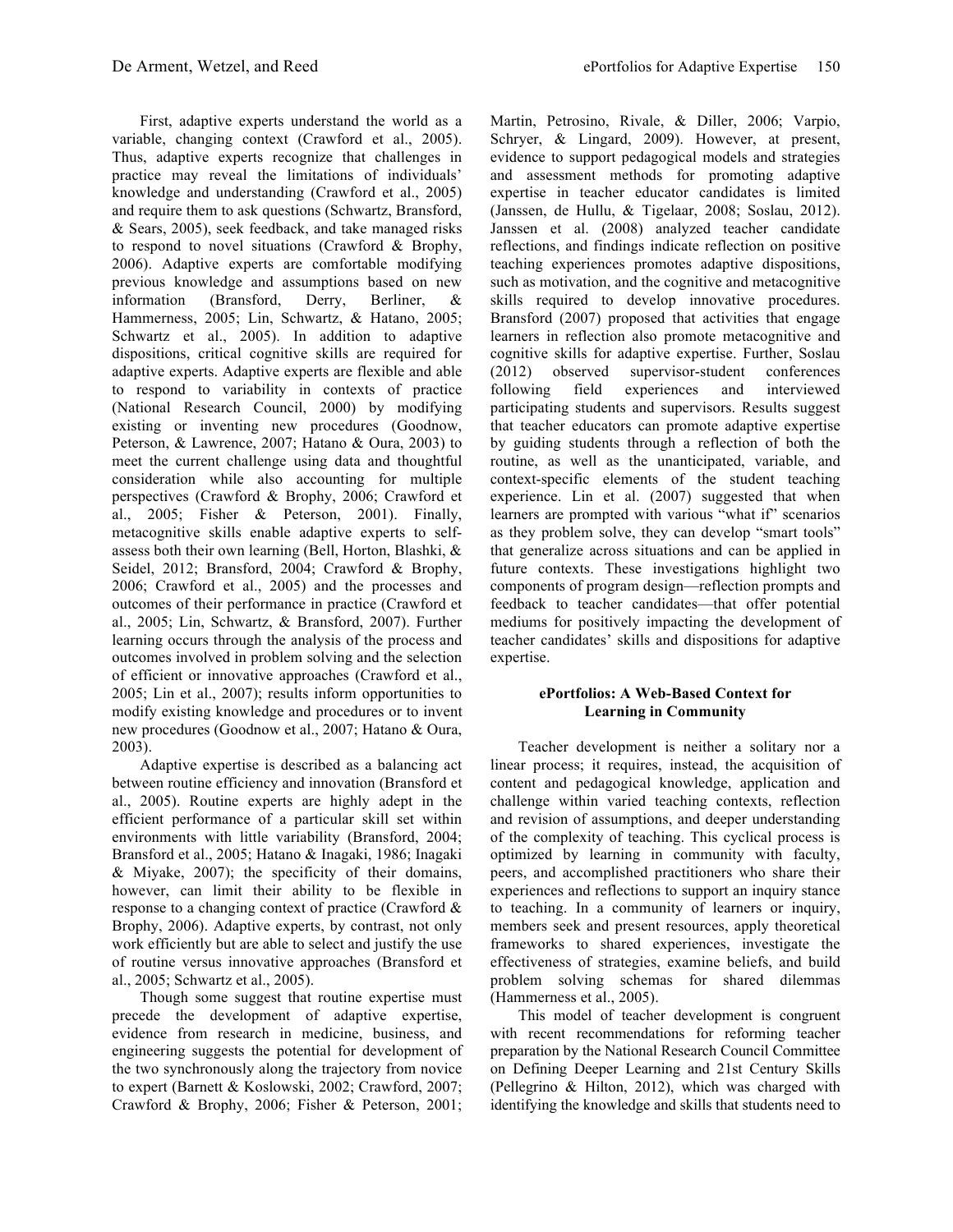First, adaptive experts understand the world as a variable, changing context (Crawford et al., 2005). Thus, adaptive experts recognize that challenges in practice may reveal the limitations of individuals' knowledge and understanding (Crawford et al., 2005) and require them to ask questions (Schwartz, Bransford, & Sears, 2005), seek feedback, and take managed risks to respond to novel situations (Crawford & Brophy, 2006). Adaptive experts are comfortable modifying previous knowledge and assumptions based on new information (Bransford, Derry, Berliner, & Hammerness, 2005; Lin, Schwartz, & Hatano, 2005; Schwartz et al., 2005). In addition to adaptive dispositions, critical cognitive skills are required for adaptive experts. Adaptive experts are flexible and able to respond to variability in contexts of practice (National Research Council, 2000) by modifying existing or inventing new procedures (Goodnow, Peterson, & Lawrence, 2007; Hatano & Oura, 2003) to meet the current challenge using data and thoughtful consideration while also accounting for multiple perspectives (Crawford & Brophy, 2006; Crawford et al., 2005; Fisher & Peterson, 2001). Finally, metacognitive skills enable adaptive experts to self-assess both their own learning (Bell, Horton, Blashki, & Seidel, 2012; Bransford, 2004; Crawford & Brophy, 2006; Crawford et al., 2005) and the processes and outcomes of their performance in practice (Crawford et al., 2005; Lin, Schwartz, & Bransford, 2007). Further learning occurs through the analysis of the process and outcomes involved in problem solving and the selection of efficient or innovative approaches (Crawford et al., 2005; Lin et al., 2007); results inform opportunities to modify existing knowledge and procedures or to invent new procedures (Goodnow et al., 2007; Hatano & Oura, 2003).

Adaptive expertise is described as a balancing act between routine efficiency and innovation (Bransford et al., 2005). Routine experts are highly adept in the efficient performance of a particular skill set within environments with little variability (Bransford, 2004; Bransford et al., 2005; Hatano & Inagaki, 1986; Inagaki & Miyake, 2007); the specificity of their domains, however, can limit their ability to be flexible in response to a changing context of practice (Crawford & Brophy, 2006). Adaptive experts, by contrast, not only work efficiently but are able to select and justify the use of routine versus innovative approaches (Bransford et al., 2005; Schwartz et al., 2005).

Though some suggest that routine expertise must precede the development of adaptive expertise, evidence from research in medicine, business, and engineering suggests the potential for development of the two synchronously along the trajectory from novice to expert (Barnett & Koslowski, 2002; Crawford, 2007; Crawford & Brophy, 2006; Fisher & Peterson, 2001; Martin, Petrosino, Rivale, & Diller, 2006; Varpio, Schryer, & Lingard, 2009). However, at present, evidence to support pedagogical models and strategies and assessment methods for promoting adaptive expertise in teacher educator candidates is limited (Janssen, de Hullu, & Tigelaar, 2008; Soslau, 2012). Janssen et al. (2008) analyzed teacher candidate reflections, and findings indicate reflection on positive teaching experiences promotes adaptive dispositions, such as motivation, and the cognitive and metacognitive skills required to develop innovative procedures. Bransford (2007) proposed that activities that engage learners in reflection also promote metacognitive and cognitive skills for adaptive expertise. Further, Soslau (2012) observed supervisor-student conferences following field experiences and interviewed participating students and supervisors. Results suggest that teacher educators can promote adaptive expertise by guiding students through a reflection of both the routine, as well as the unanticipated, variable, and context-specific elements of the student teaching experience. Lin et al. (2007) suggested that when learners are prompted with various "what if" scenarios as they problem solve, they can develop "smart tools" that generalize across situations and can be applied in future contexts. These investigations highlight two components of program design—reflection prompts and feedback to teacher candidates—that offer potential mediums for positively impacting the development of teacher candidates' skills and dispositions for adaptive expertise.

## ePortfolios: A Web-Based Context for Learning in Community

Teacher development is neither a solitary nor a linear process; it requires, instead, the acquisition of content and pedagogical knowledge, application and challenge within varied teaching contexts, reflection and revision of assumptions, and deeper understanding of the complexity of teaching. This cyclical process is optimized by learning in community with faculty, peers, and accomplished practitioners who share their experiences and reflections to support an inquiry stance to teaching. In a community of learners or inquiry, members seek and present resources, apply theoretical frameworks to shared experiences, investigate the effectiveness of strategies, examine beliefs, and build problem solving schemas for shared dilemmas (Hammerness et al., 2005).

This model of teacher development is congruent with recent recommendations for reforming teacher preparation by the National Research Council Committee on Defining Deeper Learning and 21st Century Skills (Pellegrino & Hilton, 2012), which was charged with identifying the knowledge and skills that students need to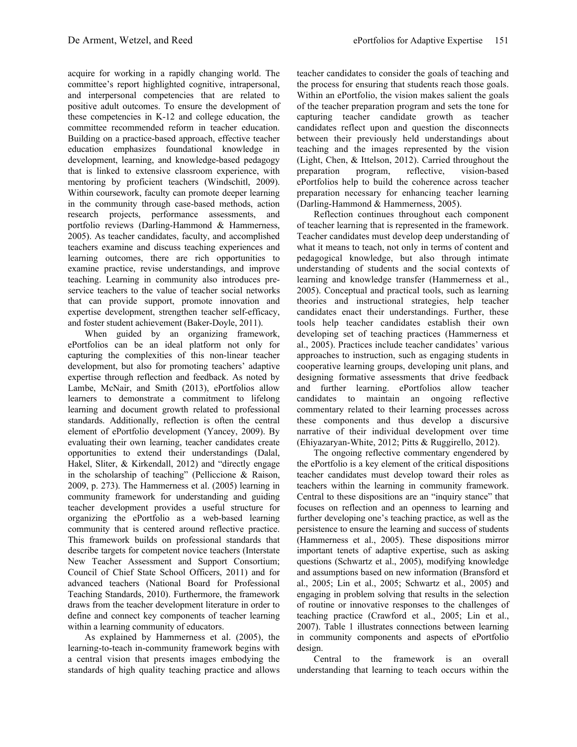acquire for working in a rapidly changing world. The committee's report highlighted cognitive, intrapersonal, and interpersonal competencies that are related to positive adult outcomes. To ensure the development of these competencies in K-12 and college education, the committee recommended reform in teacher education. Building on a practice-based approach, effective teacher education emphasizes foundational knowledge in development, learning, and knowledge-based pedagogy that is linked to extensive classroom experience, with mentoring by proficient teachers (Windschitl, 2009). Within coursework, faculty can promote deeper learning in the community through case-based methods, action research projects, performance assessments, and portfolio reviews (Darling-Hammond & Hammerness, 2005). As teacher candidates, faculty, and accomplished teachers examine and discuss teaching experiences and learning outcomes, there are rich opportunities to examine practice, revise understandings, and improve teaching. Learning in community also introduces pre-service teachers to the value of teacher social networks that can provide support, promote innovation and expertise development, strengthen teacher self-efficacy, and foster student achievement (Baker-Doyle, 2011).

When guided by an organizing framework, ePortfolios can be an ideal platform not only for capturing the complexities of this non-linear teacher development, but also for promoting teachers' adaptive expertise through reflection and feedback. As noted by Lambe, McNair, and Smith (2013), ePortfolios allow learners to demonstrate a commitment to lifelong learning and document growth related to professional standards. Additionally, reflection is often the central element of ePortfolio development (Yancey, 2009). By evaluating their own learning, teacher candidates create opportunities to extend their understandings (Dalal, Hakel, Sliter, & Kirkendall, 2012) and "directly engage in the scholarship of teaching" (Pelliccione & Raison, 2009, p. 273). The Hammerness et al. (2005) learning in community framework for understanding and guiding teacher development provides a useful structure for organizing the ePortfolio as a web-based learning community that is centered around reflective practice. This framework builds on professional standards that describe targets for competent novice teachers (Interstate New Teacher Assessment and Support Consortium; Council of Chief State School Officers, 2011) and for advanced teachers (National Board for Professional Teaching Standards, 2010). Furthermore, the framework draws from the teacher development literature in order to define and connect key components of teacher learning within a learning community of educators.

As explained by Hammerness et al. (2005), the learning-to-teach in-community framework begins with a central vision that presents images embodying the standards of high quality teaching practice and allows teacher candidates to consider the goals of teaching and the process for ensuring that students reach those goals. Within an ePortfolio, the vision makes salient the goals of the teacher preparation program and sets the tone for capturing teacher candidate growth as teacher candidates reflect upon and question the disconnects between their previously held understandings about teaching and the images represented by the vision (Light, Chen, & Ittelson, 2012). Carried throughout the preparation program, reflective, vision-based ePortfolios help to build the coherence across teacher preparation necessary for enhancing teacher learning (Darling-Hammond & Hammerness, 2005).

Reflection continues throughout each component of teacher learning that is represented in the framework. Teacher candidates must develop deep understanding of what it means to teach, not only in terms of content and pedagogical knowledge, but also through intimate understanding of students and the social contexts of learning and knowledge transfer (Hammerness et al., 2005). Conceptual and practical tools, such as learning theories and instructional strategies, help teacher candidates enact their understandings. Further, these tools help teacher candidates establish their own developing set of teaching practices (Hammerness et al., 2005). Practices include teacher candidates' various approaches to instruction, such as engaging students in cooperative learning groups, developing unit plans, and designing formative assessments that drive feedback and further learning. ePortfolios allow teacher candidates to maintain an ongoing reflective commentary related to their learning processes across these components and thus develop a discursive narrative of their individual development over time (Ehiyazaryan-White, 2012; Pitts & Ruggirello, 2012).

The ongoing reflective commentary engendered by the ePortfolio is a key element of the critical dispositions teacher candidates must develop toward their roles as teachers within the learning in community framework. Central to these dispositions are an "inquiry stance" that focuses on reflection and an openness to learning and further developing one's teaching practice, as well as the persistence to ensure the learning and success of students (Hammerness et al., 2005). These dispositions mirror important tenets of adaptive expertise, such as asking questions (Schwartz et al., 2005), modifying knowledge and assumptions based on new information (Bransford et al., 2005; Lin et al., 2005; Schwartz et al., 2005) and engaging in problem solving that results in the selection of routine or innovative responses to the challenges of teaching practice (Crawford et al., 2005; Lin et al., 2007). Table 1 illustrates connections between learning in community components and aspects of ePortfolio design.

Central to the framework is an overall understanding that learning to teach occurs within the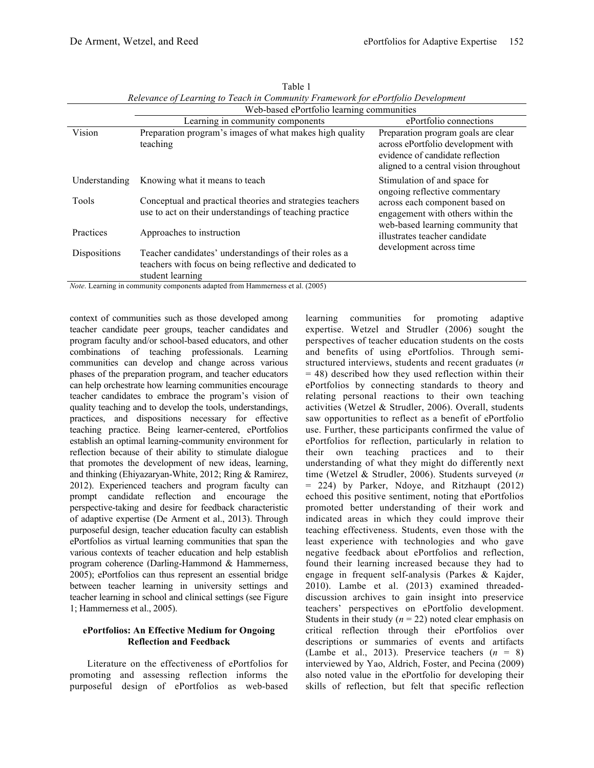Table 1
*Relevance of Learning to Teach in Community Framework for ePortfolio Development*

| | Web-based ePortfolio learning communities | |
|---|---|---|
| | Learning in community components | ePortfolio connections |
| Vision | Preparation program's images of what makes high quality teaching | Preparation program goals are clear across ePortfolio development with evidence of candidate reflection aligned to a central vision throughout |
| Understanding | Knowing what it means to teach | Stimulation of and space for ongoing reflective commentary across each component based on engagement with others within the web-based learning community that illustrates teacher candidate development across time |
| Tools | Conceptual and practical theories and strategies teachers use to act on their understandings of teaching practice | |
| Practices | Approaches to instruction | |
| Dispositions | Teacher candidates' understandings of their roles as a teachers with focus on being reflective and dedicated to student learning | |

*Note*. Learning in community components adapted from Hammerness et al. (2005)

context of communities such as those developed among teacher candidate peer groups, teacher candidates and program faculty and/or school-based educators, and other combinations of teaching professionals. Learning communities can develop and change across various phases of the preparation program, and teacher educators can help orchestrate how learning communities encourage teacher candidates to embrace the program's vision of quality teaching and to develop the tools, understandings, practices, and dispositions necessary for effective teaching practice. Being learner-centered, ePortfolios establish an optimal learning-community environment for reflection because of their ability to stimulate dialogue that promotes the development of new ideas, learning, and thinking (Ehiyazaryan-White, 2012; Ring & Ramirez, 2012). Experienced teachers and program faculty can prompt candidate reflection and encourage the perspective-taking and desire for feedback characteristic of adaptive expertise (De Arment et al., 2013). Through purposeful design, teacher education faculty can establish ePortfolios as virtual learning communities that span the various contexts of teacher education and help establish program coherence (Darling-Hammond & Hammerness, 2005); ePortfolios can thus represent an essential bridge between teacher learning in university settings and teacher learning in school and clinical settings (see Figure 1; Hammerness et al., 2005).

## ePortfolios: An Effective Medium for Ongoing Reflection and Feedback

Literature on the effectiveness of ePortfolios for promoting and assessing reflection informs the purposeful design of ePortfolios as web-based learning communities for promoting adaptive expertise. Wetzel and Strudler (2006) sought the perspectives of teacher education students on the costs and benefits of using ePortfolios. Through semi-structured interviews, students and recent graduates ($n = 48$) described how they used reflection within their ePortfolios by connecting standards to theory and relating personal reactions to their own teaching activities (Wetzel & Strudler, 2006). Overall, students saw opportunities to reflect as a benefit of ePortfolio use. Further, these participants confirmed the value of ePortfolios for reflection, particularly in relation to their own teaching practices and to their understanding of what they might do differently next time (Wetzel & Strudler, 2006). Students surveyed ($n = 224$) by Parker, Ndoye, and Ritzhaupt (2012) echoed this positive sentiment, noting that ePortfolios promoted better understanding of their work and indicated areas in which they could improve their teaching effectiveness. Students, even those with the least experience with technologies and who gave negative feedback about ePortfolios and reflection, found their learning increased because they had to engage in frequent self-analysis (Parkes & Kajder, 2010). Lambe et al. (2013) examined threaded-discussion archives to gain insight into preservice teachers' perspectives on ePortfolio development. Students in their study ($n = 22$) noted clear emphasis on critical reflection through their ePortfolios over descriptions or summaries of events and artifacts (Lambe et al., 2013). Preservice teachers ($n = 8$) interviewed by Yao, Aldrich, Foster, and Pecina (2009) also noted value in the ePortfolio for developing their skills of reflection, but felt that specific reflection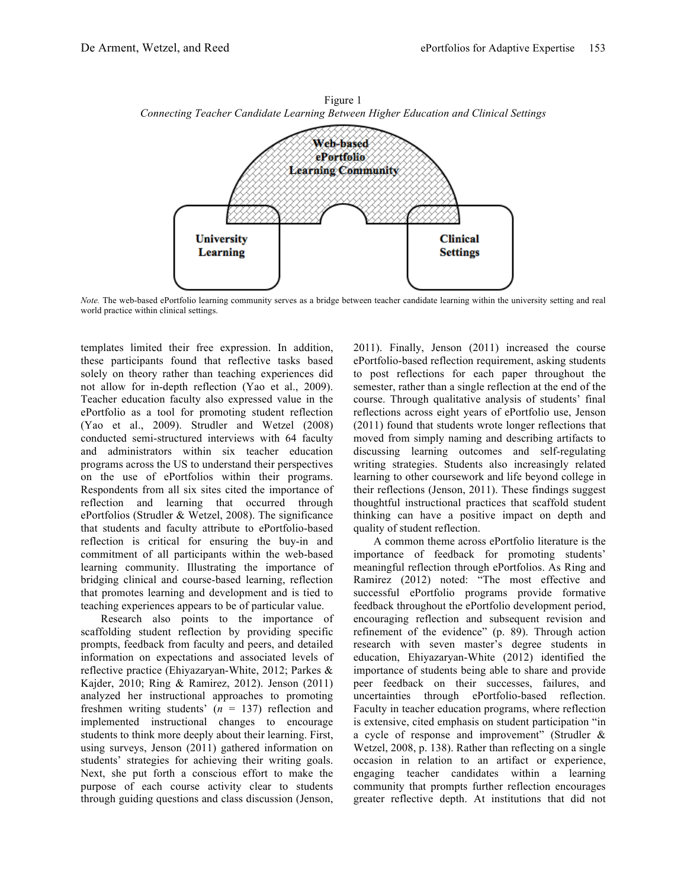Figure 1

*Connecting Teacher Candidate Learning Between Higher Education and Clinical Settings*

*Note.* The web-based ePortfolio learning community serves as a bridge between teacher candidate learning within the university setting and real world practice within clinical settings.

templates limited their free expression. In addition, these participants found that reflective tasks based solely on theory rather than teaching experiences did not allow for in-depth reflection (Yao et al., 2009). Teacher education faculty also expressed value in the ePortfolio as a tool for promoting student reflection (Yao et al., 2009). Strudler and Wetzel (2008) conducted semi-structured interviews with 64 faculty and administrators within six teacher education programs across the US to understand their perspectives on the use of ePortfolios within their programs. Respondents from all six sites cited the importance of reflection and learning that occurred through ePortfolios (Strudler & Wetzel, 2008). The significance that students and faculty attribute to ePortfolio-based reflection is critical for ensuring the buy-in and commitment of all participants within the web-based learning community. Illustrating the importance of bridging clinical and course-based learning, reflection that promotes learning and development and is tied to teaching experiences appears to be of particular value.

Research also points to the importance of scaffolding student reflection by providing specific prompts, feedback from faculty and peers, and detailed information on expectations and associated levels of reflective practice (Ehiyazaryan-White, 2012; Parkes & Kajder, 2010; Ring & Ramirez, 2012). Jenson (2011) analyzed her instructional approaches to promoting freshmen writing students' ($n$ = 137) reflection and implemented instructional changes to encourage students to think more deeply about their learning. First, using surveys, Jenson (2011) gathered information on students' strategies for achieving their writing goals. Next, she put forth a conscious effort to make the purpose of each course activity clear to students through guiding questions and class discussion (Jenson, 2011). Finally, Jenson (2011) increased the course ePortfolio-based reflection requirement, asking students to post reflections for each paper throughout the semester, rather than a single reflection at the end of the course. Through qualitative analysis of students' final reflections across eight years of ePortfolio use, Jenson (2011) found that students wrote longer reflections that moved from simply naming and describing artifacts to discussing learning outcomes and self-regulating writing strategies. Students also increasingly related learning to other coursework and life beyond college in their reflections (Jenson, 2011). These findings suggest thoughtful instructional practices that scaffold student thinking can have a positive impact on depth and quality of student reflection.

A common theme across ePortfolio literature is the importance of feedback for promoting students' meaningful reflection through ePortfolios. As Ring and Ramirez (2012) noted: "The most effective and successful ePortfolio programs provide formative feedback throughout the ePortfolio development period, encouraging reflection and subsequent revision and refinement of the evidence" (p. 89). Through action research with seven master's degree students in education, Ehiyazaryan-White (2012) identified the importance of students being able to share and provide peer feedback on their successes, failures, and uncertainties through ePortfolio-based reflection. Faculty in teacher education programs, where reflection is extensive, cited emphasis on student participation "in a cycle of response and improvement" (Strudler & Wetzel, 2008, p. 138). Rather than reflecting on a single occasion in relation to an artifact or experience, engaging teacher candidates within a learning community that prompts further reflection encourages greater reflective depth. At institutions that did not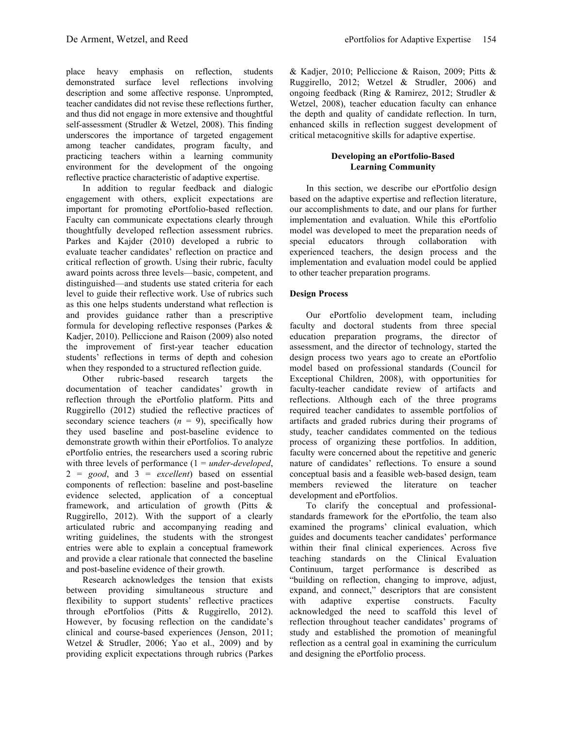place heavy emphasis on reflection, students demonstrated surface level reflections involving description and some affective response. Unprompted, teacher candidates did not revise these reflections further, and thus did not engage in more extensive and thoughtful self-assessment (Strudler & Wetzel, 2008). This finding underscores the importance of targeted engagement among teacher candidates, program faculty, and practicing teachers within a learning community environment for the development of the ongoing reflective practice characteristic of adaptive expertise.

In addition to regular feedback and dialogic engagement with others, explicit expectations are important for promoting ePortfolio-based reflection. Faculty can communicate expectations clearly through thoughtfully developed reflection assessment rubrics. Parkes and Kajder (2010) developed a rubric to evaluate teacher candidates' reflection on practice and critical reflection of growth. Using their rubric, faculty award points across three levels—basic, competent, and distinguished—and students use stated criteria for each level to guide their reflective work. Use of rubrics such as this one helps students understand what reflection is and provides guidance rather than a prescriptive formula for developing reflective responses (Parkes & Kadjer, 2010). Pelliccione and Raison (2009) also noted the improvement of first-year teacher education students' reflections in terms of depth and cohesion when they responded to a structured reflection guide.

Other rubric-based research targets the documentation of teacher candidates' growth in reflection through the ePortfolio platform. Pitts and Ruggirello (2012) studied the reflective practices of secondary science teachers ($n$ = 9), specifically how they used baseline and post-baseline evidence to demonstrate growth within their ePortfolios. To analyze ePortfolio entries, the researchers used a scoring rubric with three levels of performance (1 = *under-developed*, 2 = *good*, and 3 = *excellent*) based on essential components of reflection: baseline and post-baseline evidence selected, application of a conceptual framework, and articulation of growth (Pitts & Ruggirello, 2012). With the support of a clearly articulated rubric and accompanying reading and writing guidelines, the students with the strongest entries were able to explain a conceptual framework and provide a clear rationale that connected the baseline and post-baseline evidence of their growth.

Research acknowledges the tension that exists between providing simultaneous structure and flexibility to support students' reflective practices through ePortfolios (Pitts & Ruggirello, 2012). However, by focusing reflection on the candidate's clinical and course-based experiences (Jenson, 2011; Wetzel & Strudler, 2006; Yao et al., 2009) and by providing explicit expectations through rubrics (Parkes & Kadjer, 2010; Pelliccione & Raison, 2009; Pitts & Ruggirello, 2012; Wetzel & Strudler, 2006) and ongoing feedback (Ring & Ramirez, 2012; Strudler & Wetzel, 2008), teacher education faculty can enhance the depth and quality of candidate reflection. In turn, enhanced skills in reflection suggest development of critical metacognitive skills for adaptive expertise.

## Developing an ePortfolio-Based Learning Community

In this section, we describe our ePortfolio design based on the adaptive expertise and reflection literature, our accomplishments to date, and our plans for further implementation and evaluation. While this ePortfolio model was developed to meet the preparation needs of special educators through collaboration with experienced teachers, the design process and the implementation and evaluation model could be applied to other teacher preparation programs.

### Design Process

Our ePortfolio development team, including faculty and doctoral students from three special education preparation programs, the director of assessment, and the director of technology, started the design process two years ago to create an ePortfolio model based on professional standards (Council for Exceptional Children, 2008), with opportunities for faculty-teacher candidate review of artifacts and reflections. Although each of the three programs required teacher candidates to assemble portfolios of artifacts and graded rubrics during their programs of study, teacher candidates commented on the tedious process of organizing these portfolios. In addition, faculty were concerned about the repetitive and generic nature of candidates' reflections. To ensure a sound conceptual basis and a feasible web-based design, team members reviewed the literature on teacher development and ePortfolios.

To clarify the conceptual and professional-standards framework for the ePortfolio, the team also examined the programs' clinical evaluation, which guides and documents teacher candidates' performance within their final clinical experiences. Across five teaching standards on the Clinical Evaluation Continuum, target performance is described as "building on reflection, changing to improve, adjust, expand, and connect," descriptors that are consistent with adaptive expertise constructs. Faculty acknowledged the need to scaffold this level of reflection throughout teacher candidates' programs of study and established the promotion of meaningful reflection as a central goal in examining the curriculum and designing the ePortfolio process.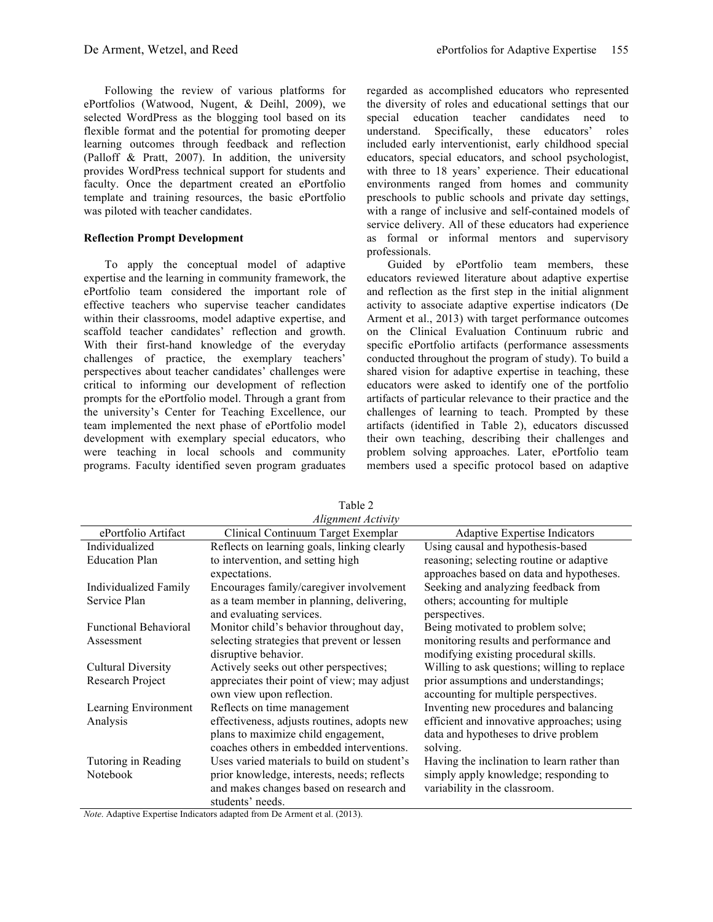Following the review of various platforms for ePortfolios (Watwood, Nugent, & Deihl, 2009), we selected WordPress as the blogging tool based on its flexible format and the potential for promoting deeper learning outcomes through feedback and reflection (Palloff & Pratt, 2007). In addition, the university provides WordPress technical support for students and faculty. Once the department created an ePortfolio template and training resources, the basic ePortfolio was piloted with teacher candidates.

**Reflection Prompt Development**

To apply the conceptual model of adaptive expertise and the learning in community framework, the ePortfolio team considered the important role of effective teachers who supervise teacher candidates within their classrooms, model adaptive expertise, and scaffold teacher candidates' reflection and growth. With their first-hand knowledge of the everyday challenges of practice, the exemplary teachers' perspectives about teacher candidates' challenges were critical to informing our development of reflection prompts for the ePortfolio model. Through a grant from the university's Center for Teaching Excellence, our team implemented the next phase of ePortfolio model development with exemplary special educators, who were teaching in local schools and community programs. Faculty identified seven program graduates regarded as accomplished educators who represented the diversity of roles and educational settings that our special education teacher candidates need to understand. Specifically, these educators' roles included early interventionist, early childhood special educators, special educators, and school psychologist, with three to 18 years' experience. Their educational environments ranged from homes and community preschools to public schools and private day settings, with a range of inclusive and self-contained models of service delivery. All of these educators had experience as formal or informal mentors and supervisory professionals.

Guided by ePortfolio team members, these educators reviewed literature about adaptive expertise and reflection as the first step in the initial alignment activity to associate adaptive expertise indicators (De Arment et al., 2013) with target performance outcomes on the Clinical Evaluation Continuum rubric and specific ePortfolio artifacts (performance assessments conducted throughout the program of study). To build a shared vision for adaptive expertise in teaching, these educators were asked to identify one of the portfolio artifacts of particular relevance to their practice and the challenges of learning to teach. Prompted by these artifacts (identified in Table 2), educators discussed their own teaching, describing their challenges and problem solving approaches. Later, ePortfolio team members used a specific protocol based on adaptive

Table 2
*Alignment Activity*

| ePortfolio Artifact | Clinical Continuum Target Exemplar | Adaptive Expertise Indicators |
|---|---|---|
| Individualized Education Plan | Reflects on learning goals, linking clearly to intervention, and setting high expectations. | Using causal and hypothesis-based reasoning; selecting routine or adaptive approaches based on data and hypotheses. |
| Individualized Family Service Plan | Encourages family/caregiver involvement as a team member in planning, delivering, and evaluating services. | Seeking and analyzing feedback from others; accounting for multiple perspectives. |
| Functional Behavioral Assessment | Monitor child's behavior throughout day, selecting strategies that prevent or lessen disruptive behavior. | Being motivated to problem solve; monitoring results and performance and modifying existing procedural skills. |
| Cultural Diversity Research Project | Actively seeks out other perspectives; appreciates their point of view; may adjust own view upon reflection. | Willing to ask questions; willing to replace prior assumptions and understandings; accounting for multiple perspectives. |
| Learning Environment Analysis | Reflects on time management effectiveness, adjusts routines, adopts new plans to maximize child engagement, coaches others in embedded interventions. | Inventing new procedures and balancing efficient and innovative approaches; using data and hypotheses to drive problem solving. |
| Tutoring in Reading Notebook | Uses varied materials to build on student's prior knowledge, interests, needs; reflects and makes changes based on research and students' needs. | Having the inclination to learn rather than simply apply knowledge; responding to variability in the classroom. |

*Note*. Adaptive Expertise Indicators adapted from De Arment et al. (2013).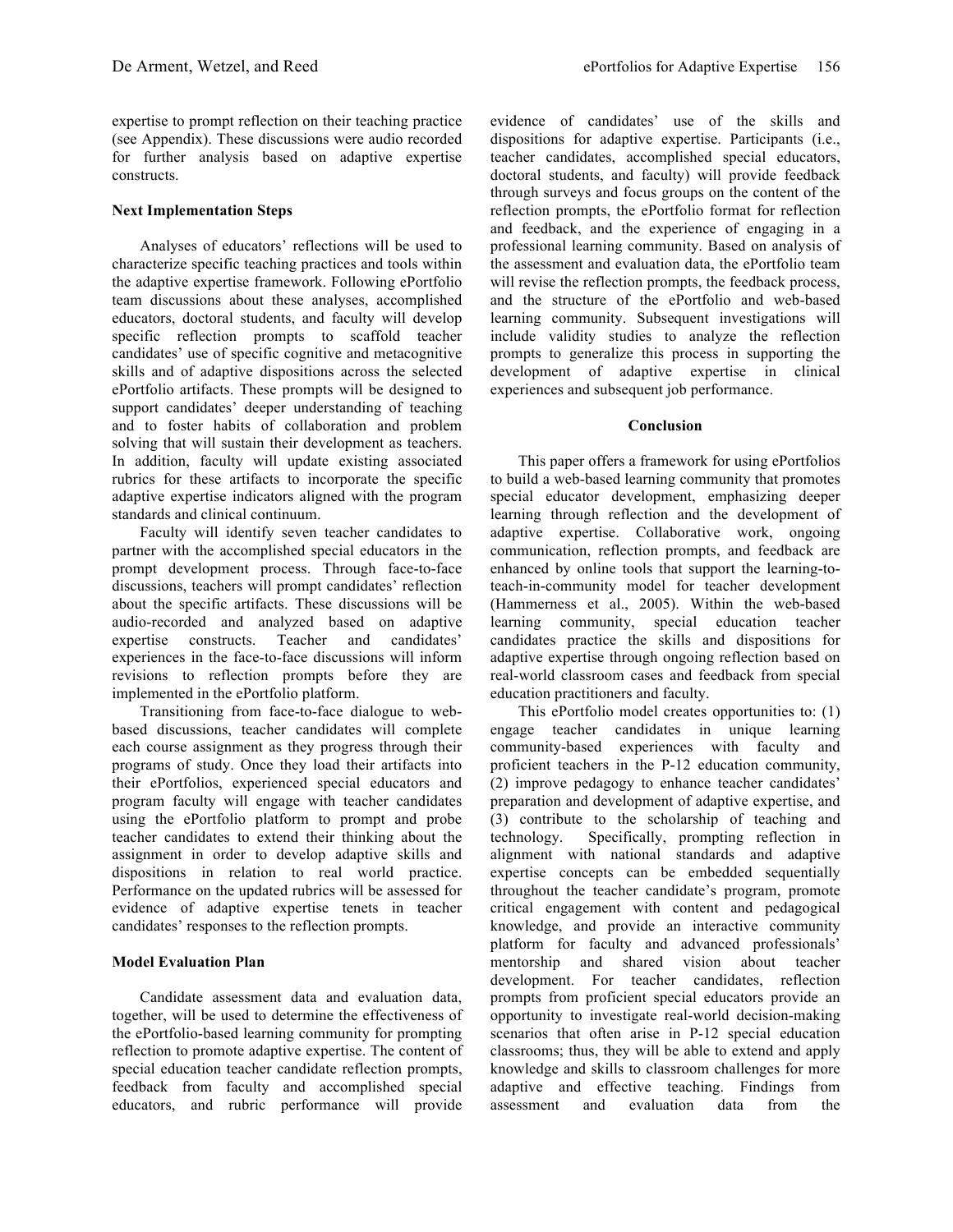expertise to prompt reflection on their teaching practice (see Appendix). These discussions were audio recorded for further analysis based on adaptive expertise constructs.

### Next Implementation Steps

Analyses of educators' reflections will be used to characterize specific teaching practices and tools within the adaptive expertise framework. Following ePortfolio team discussions about these analyses, accomplished educators, doctoral students, and faculty will develop specific reflection prompts to scaffold teacher candidates' use of specific cognitive and metacognitive skills and of adaptive dispositions across the selected ePortfolio artifacts. These prompts will be designed to support candidates' deeper understanding of teaching and to foster habits of collaboration and problem solving that will sustain their development as teachers. In addition, faculty will update existing associated rubrics for these artifacts to incorporate the specific adaptive expertise indicators aligned with the program standards and clinical continuum.

Faculty will identify seven teacher candidates to partner with the accomplished special educators in the prompt development process. Through face-to-face discussions, teachers will prompt candidates' reflection about the specific artifacts. These discussions will be audio-recorded and analyzed based on adaptive expertise constructs. Teacher and candidates' experiences in the face-to-face discussions will inform revisions to reflection prompts before they are implemented in the ePortfolio platform.

Transitioning from face-to-face dialogue to web-based discussions, teacher candidates will complete each course assignment as they progress through their programs of study. Once they load their artifacts into their ePortfolios, experienced special educators and program faculty will engage with teacher candidates using the ePortfolio platform to prompt and probe teacher candidates to extend their thinking about the assignment in order to develop adaptive skills and dispositions in relation to real world practice. Performance on the updated rubrics will be assessed for evidence of adaptive expertise tenets in teacher candidates' responses to the reflection prompts.

### Model Evaluation Plan

Candidate assessment data and evaluation data, together, will be used to determine the effectiveness of the ePortfolio-based learning community for prompting reflection to promote adaptive expertise. The content of special education teacher candidate reflection prompts, feedback from faculty and accomplished special educators, and rubric performance will provide evidence of candidates' use of the skills and dispositions for adaptive expertise. Participants (i.e., teacher candidates, accomplished special educators, doctoral students, and faculty) will provide feedback through surveys and focus groups on the content of the reflection prompts, the ePortfolio format for reflection and feedback, and the experience of engaging in a professional learning community. Based on analysis of the assessment and evaluation data, the ePortfolio team will revise the reflection prompts, the feedback process, and the structure of the ePortfolio and web-based learning community. Subsequent investigations will include validity studies to analyze the reflection prompts to generalize this process in supporting the development of adaptive expertise in clinical experiences and subsequent job performance.

## Conclusion

This paper offers a framework for using ePortfolios to build a web-based learning community that promotes special educator development, emphasizing deeper learning through reflection and the development of adaptive expertise. Collaborative work, ongoing communication, reflection prompts, and feedback are enhanced by online tools that support the learning-to-teach-in-community model for teacher development (Hammerness et al., 2005). Within the web-based learning community, special education teacher candidates practice the skills and dispositions for adaptive expertise through ongoing reflection based on real-world classroom cases and feedback from special education practitioners and faculty.

This ePortfolio model creates opportunities to: (1) engage teacher candidates in unique learning community-based experiences with faculty and proficient teachers in the P-12 education community, (2) improve pedagogy to enhance teacher candidates' preparation and development of adaptive expertise, and (3) contribute to the scholarship of teaching and technology. Specifically, prompting reflection in alignment with national standards and adaptive expertise concepts can be embedded sequentially throughout the teacher candidate's program, promote critical engagement with content and pedagogical knowledge, and provide an interactive community platform for faculty and advanced professionals' mentorship and shared vision about teacher development. For teacher candidates, reflection prompts from proficient special educators provide an opportunity to investigate real-world decision-making scenarios that often arise in P-12 special education classrooms; thus, they will be able to extend and apply knowledge and skills to classroom challenges for more adaptive and effective teaching. Findings from assessment and evaluation data from the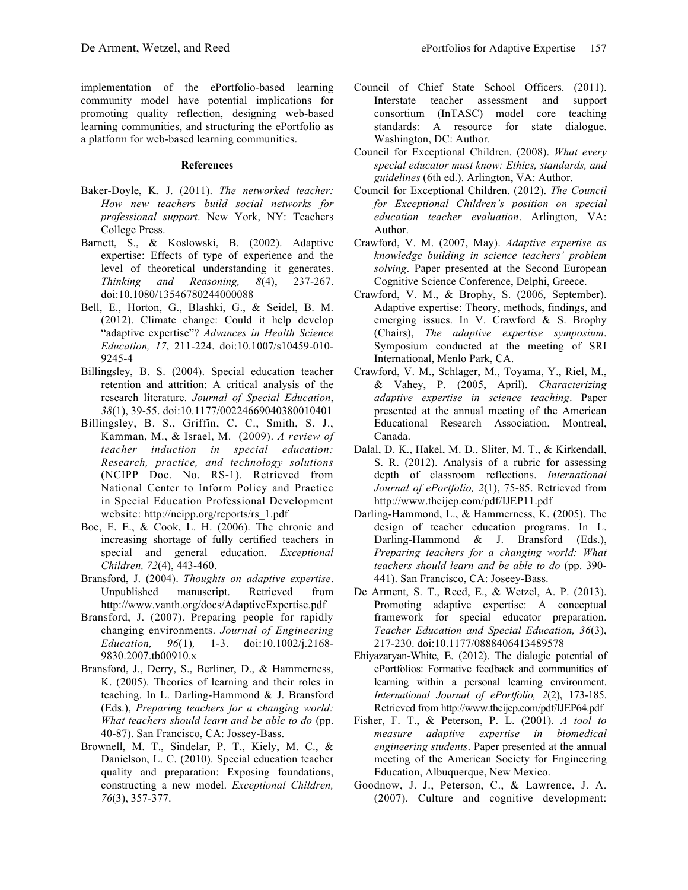implementation of the ePortfolio-based learning community model have potential implications for promoting quality reflection, designing web-based learning communities, and structuring the ePortfolio as a platform for web-based learning communities.

**References**

Baker-Doyle, K. J. (2011). *The networked teacher: How new teachers build social networks for professional support*. New York, NY: Teachers College Press.

Barnett, S., & Koslowski, B. (2002). Adaptive expertise: Effects of type of experience and the level of theoretical understanding it generates. *Thinking and Reasoning, 8*(4), 237-267. doi:10.1080/13546780244000088

Bell, E., Horton, G., Blashki, G., & Seidel, B. M. (2012). Climate change: Could it help develop "adaptive expertise"? *Advances in Health Science Education, 17*, 211-224. doi:10.1007/s10459-010-9245-4

Billingsley, B. S. (2004). Special education teacher retention and attrition: A critical analysis of the research literature. *Journal of Special Education*, *38*(1), 39-55. doi:10.1177/00224669040380010401

Billingsley, B. S., Griffin, C. C., Smith, S. J., Kamman, M., & Israel, M. (2009). *A review of teacher induction in special education: Research, practice, and technology solutions* (NCIPP Doc. No. RS-1). Retrieved from National Center to Inform Policy and Practice in Special Education Professional Development website: http://ncipp.org/reports/rs_1.pdf

Boe, E. E., & Cook, L. H. (2006). The chronic and increasing shortage of fully certified teachers in special and general education. *Exceptional Children, 72*(4), 443-460.

Bransford, J. (2004). *Thoughts on adaptive expertise*. Unpublished manuscript. Retrieved from http://www.vanth.org/docs/AdaptiveExpertise.pdf

Bransford, J. (2007). Preparing people for rapidly changing environments. *Journal of Engineering Education, 96*(1)*,* 1-3. doi:10.1002/j.2168-9830.2007.tb00910.x

Bransford, J., Derry, S., Berliner, D., & Hammerness, K. (2005). Theories of learning and their roles in teaching. In L. Darling-Hammond & J. Bransford (Eds.), *Preparing teachers for a changing world: What teachers should learn and be able to do* (pp. 40-87). San Francisco, CA: Jossey-Bass.

Brownell, M. T., Sindelar, P. T., Kiely, M. C., & Danielson, L. C. (2010). Special education teacher quality and preparation: Exposing foundations, constructing a new model. *Exceptional Children, 76*(3), 357-377.

Council of Chief State School Officers. (2011). Interstate teacher assessment and support consortium (InTASC) model core teaching standards: A resource for state dialogue. Washington, DC: Author.

Council for Exceptional Children. (2008). *What every special educator must know: Ethics, standards, and guidelines* (6th ed.). Arlington, VA: Author.

Council for Exceptional Children. (2012). *The Council for Exceptional Children's position on special education teacher evaluation*. Arlington, VA: Author.

Crawford, V. M. (2007, May). *Adaptive expertise as knowledge building in science teachers' problem solving*. Paper presented at the Second European Cognitive Science Conference, Delphi, Greece.

Crawford, V. M., & Brophy, S. (2006, September). Adaptive expertise: Theory, methods, findings, and emerging issues. In V. Crawford & S. Brophy (Chairs), *The adaptive expertise symposium*. Symposium conducted at the meeting of SRI International, Menlo Park, CA.

Crawford, V. M., Schlager, M., Toyama, Y., Riel, M., & Vahey, P. (2005, April). *Characterizing adaptive expertise in science teaching*. Paper presented at the annual meeting of the American Educational Research Association, Montreal, Canada.

Dalal, D. K., Hakel, M. D., Sliter, M. T., & Kirkendall, S. R. (2012). Analysis of a rubric for assessing depth of classroom reflections. *International Journal of ePortfolio, 2*(1), 75-85. Retrieved from http://www.theijep.com/pdf/IJEP11.pdf

Darling-Hammond, L., & Hammerness, K. (2005). The design of teacher education programs. In L. Darling-Hammond & J. Bransford (Eds.), *Preparing teachers for a changing world: What teachers should learn and be able to do* (pp. 390-441). San Francisco, CA: Joseey-Bass.

De Arment, S. T., Reed, E., & Wetzel, A. P. (2013). Promoting adaptive expertise: A conceptual framework for special educator preparation. *Teacher Education and Special Education, 36*(3), 217-230. doi:10.1177/0888406413489578

Ehiyazaryan-White, E. (2012). The dialogic potential of ePortfolios: Formative feedback and communities of learning within a personal learning environment. *International Journal of ePortfolio, 2*(2), 173-185. Retrieved from http://www.theijep.com/pdf/IJEP64.pdf

Fisher, F. T., & Peterson, P. L. (2001). *A tool to measure adaptive expertise in biomedical engineering students*. Paper presented at the annual meeting of the American Society for Engineering Education, Albuquerque, New Mexico.

Goodnow, J. J., Peterson, C., & Lawrence, J. A. (2007). Culture and cognitive development: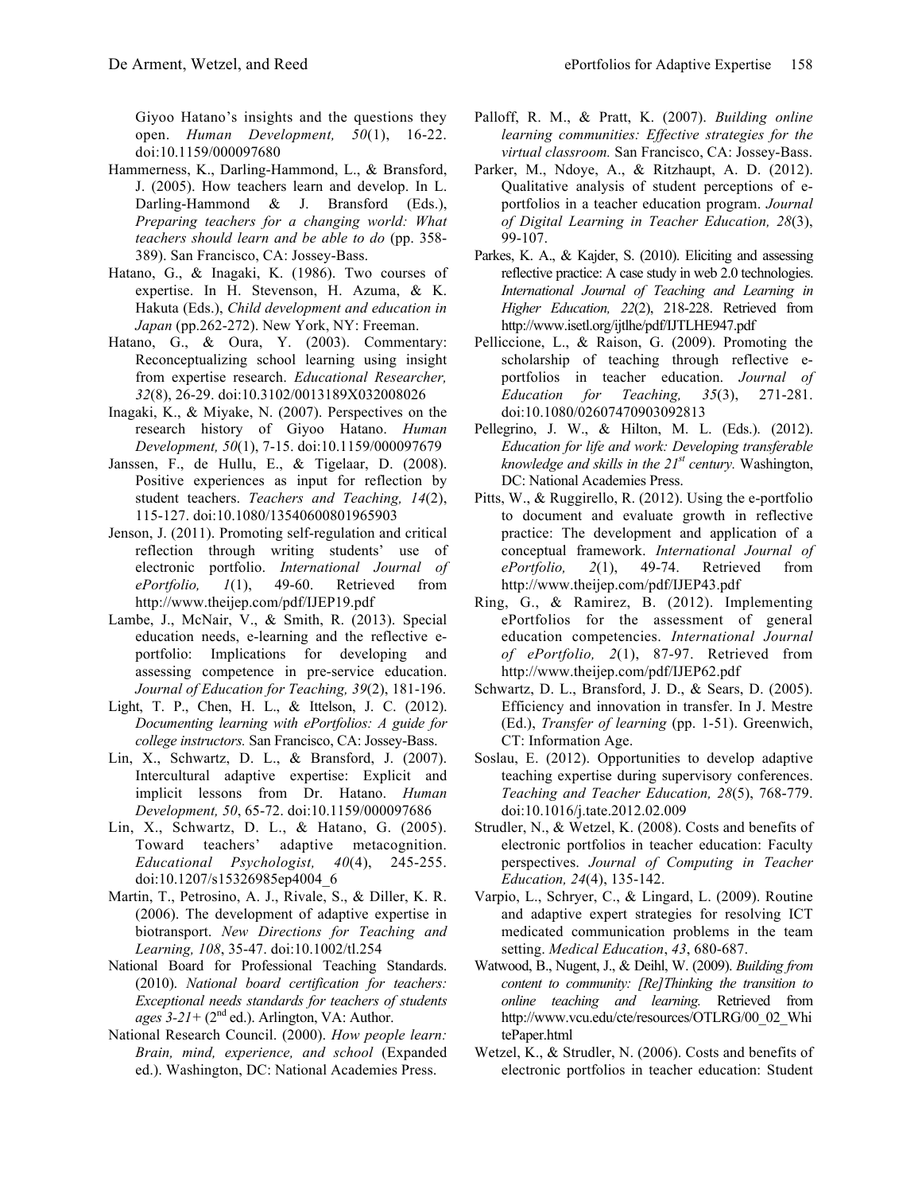Giyoo Hatano's insights and the questions they open. *Human Development, 50*(1), 16-22. doi:10.1159/000097680

Hammerness, K., Darling-Hammond, L., & Bransford, J. (2005). How teachers learn and develop. In L. Darling-Hammond & J. Bransford (Eds.), *Preparing teachers for a changing world: What teachers should learn and be able to do* (pp. 358-389). San Francisco, CA: Jossey-Bass.

Hatano, G., & Inagaki, K. (1986). Two courses of expertise. In H. Stevenson, H. Azuma, & K. Hakuta (Eds.), *Child development and education in Japan* (pp.262-272). New York, NY: Freeman.

Hatano, G., & Oura, Y. (2003). Commentary: Reconceptualizing school learning using insight from expertise research. *Educational Researcher, 32*(8), 26-29. doi:10.3102/0013189X032008026

Inagaki, K., & Miyake, N. (2007). Perspectives on the research history of Giyoo Hatano. *Human Development, 50*(1), 7-15. doi:10.1159/000097679

Janssen, F., de Hullu, E., & Tigelaar, D. (2008). Positive experiences as input for reflection by student teachers. *Teachers and Teaching, 14*(2), 115-127. doi:10.1080/13540600801965903

Jenson, J. (2011). Promoting self-regulation and critical reflection through writing students' use of electronic portfolio. *International Journal of ePortfolio, 1*(1), 49-60. Retrieved from http://www.theijep.com/pdf/IJEP19.pdf

Lambe, J., McNair, V., & Smith, R. (2013). Special education needs, e-learning and the reflective e-portfolio: Implications for developing and assessing competence in pre-service education. *Journal of Education for Teaching, 39*(2), 181-196.

Light, T. P., Chen, H. L., & Ittelson, J. C. (2012). *Documenting learning with ePortfolios: A guide for college instructors.* San Francisco, CA: Jossey-Bass.

Lin, X., Schwartz, D. L., & Bransford, J. (2007). Intercultural adaptive expertise: Explicit and implicit lessons from Dr. Hatano. *Human Development, 50*, 65-72. doi:10.1159/000097686

Lin, X., Schwartz, D. L., & Hatano, G. (2005). Toward teachers' adaptive metacognition. *Educational Psychologist, 40*(4), 245-255. doi:10.1207/s15326985ep4004_6

Martin, T., Petrosino, A. J., Rivale, S., & Diller, K. R. (2006). The development of adaptive expertise in biotransport. *New Directions for Teaching and Learning, 108*, 35-47. doi:10.1002/tl.254

National Board for Professional Teaching Standards. (2010). *National board certification for teachers: Exceptional needs standards for teachers of students ages 3-21+* (2nd ed.). Arlington, VA: Author.

National Research Council. (2000). *How people learn: Brain, mind, experience, and school* (Expanded ed.). Washington, DC: National Academies Press.

Palloff, R. M., & Pratt, K. (2007). *Building online learning communities: Effective strategies for the virtual classroom.* San Francisco, CA: Jossey-Bass.

Parker, M., Ndoye, A., & Ritzhaupt, A. D. (2012). Qualitative analysis of student perceptions of e-portfolios in a teacher education program. *Journal of Digital Learning in Teacher Education, 28*(3), 99-107.

Parkes, K. A., & Kajder, S. (2010). Eliciting and assessing reflective practice: A case study in web 2.0 technologies. *International Journal of Teaching and Learning in Higher Education, 22*(2), 218-228. Retrieved from http://www.isetl.org/ijtlhe/pdf/IJTLHE947.pdf

Pelliccione, L., & Raison, G. (2009). Promoting the scholarship of teaching through reflective e-portfolios in teacher education. *Journal of Education for Teaching, 35*(3), 271-281. doi:10.1080/02607470903092813

Pellegrino, J. W., & Hilton, M. L. (Eds.). (2012). *Education for life and work: Developing transferable knowledge and skills in the 21st century.* Washington, DC: National Academies Press.

Pitts, W., & Ruggirello, R. (2012). Using the e-portfolio to document and evaluate growth in reflective practice: The development and application of a conceptual framework. *International Journal of ePortfolio, 2*(1), 49-74. Retrieved from http://www.theijep.com/pdf/IJEP43.pdf

Ring, G., & Ramirez, B. (2012). Implementing ePortfolios for the assessment of general education competencies. *International Journal of ePortfolio, 2*(1), 87-97. Retrieved from http://www.theijep.com/pdf/IJEP62.pdf

Schwartz, D. L., Bransford, J. D., & Sears, D. (2005). Efficiency and innovation in transfer. In J. Mestre (Ed.), *Transfer of learning* (pp. 1-51). Greenwich, CT: Information Age.

Soslau, E. (2012). Opportunities to develop adaptive teaching expertise during supervisory conferences. *Teaching and Teacher Education, 28*(5), 768-779. doi:10.1016/j.tate.2012.02.009

Strudler, N., & Wetzel, K. (2008). Costs and benefits of electronic portfolios in teacher education: Faculty perspectives. *Journal of Computing in Teacher Education, 24*(4), 135-142.

Varpio, L., Schryer, C., & Lingard, L. (2009). Routine and adaptive expert strategies for resolving ICT medicated communication problems in the team setting. *Medical Education*, *43*, 680-687.

Watwood, B., Nugent, J., & Deihl, W. (2009). *Building from content to community: [Re]Thinking the transition to online teaching and learning.* Retrieved from http://www.vcu.edu/cte/resources/OTLRG/00_02_WhitePaper.html

Wetzel, K., & Strudler, N. (2006). Costs and benefits of electronic portfolios in teacher education: Student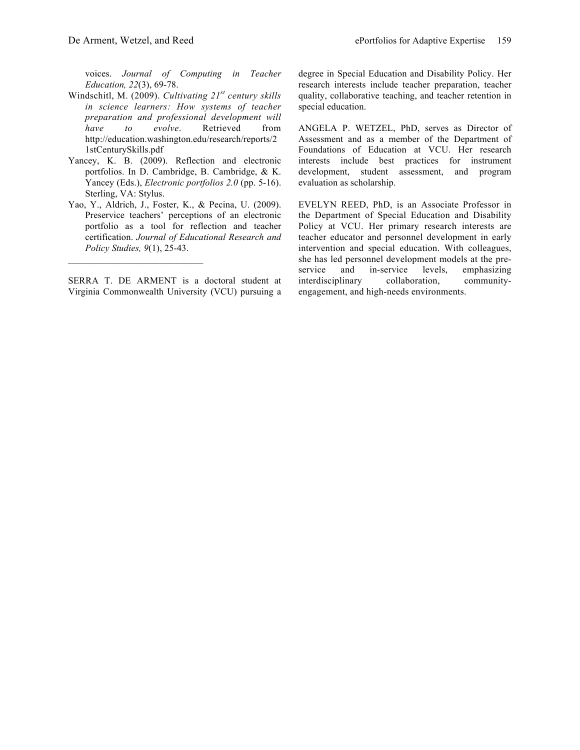voices. *Journal of Computing in Teacher Education, 22*(3), 69-78.

Windschitl, M. (2009). *Cultivating 21st century skills in science learners: How systems of teacher preparation and professional development will have to evolve*. Retrieved from http://education.washington.edu/research/reports/21stCenturySkills.pdf

Yancey, K. B. (2009). Reflection and electronic portfolios. In D. Cambridge, B. Cambridge, & K. Yancey (Eds.), *Electronic portfolios 2.0* (pp. 5-16). Sterling, VA: Stylus.

Yao, Y., Aldrich, J., Foster, K., & Pecina, U. (2009). Preservice teachers' perceptions of an electronic portfolio as a tool for reflection and teacher certification. *Journal of Educational Research and Policy Studies, 9*(1), 25-43.

---

SERRA T. DE ARMENT is a doctoral student at Virginia Commonwealth University (VCU) pursuing a degree in Special Education and Disability Policy. Her research interests include teacher preparation, teacher quality, collaborative teaching, and teacher retention in special education.

ANGELA P. WETZEL, PhD, serves as Director of Assessment and as a member of the Department of Foundations of Education at VCU. Her research interests include best practices for instrument development, student assessment, and program evaluation as scholarship.

EVELYN REED, PhD, is an Associate Professor in the Department of Special Education and Disability Policy at VCU. Her primary research interests are teacher educator and personnel development in early intervention and special education. With colleagues, she has led personnel development models at the pre-service and in-service levels, emphasizing interdisciplinary collaboration, community-engagement, and high-needs environments.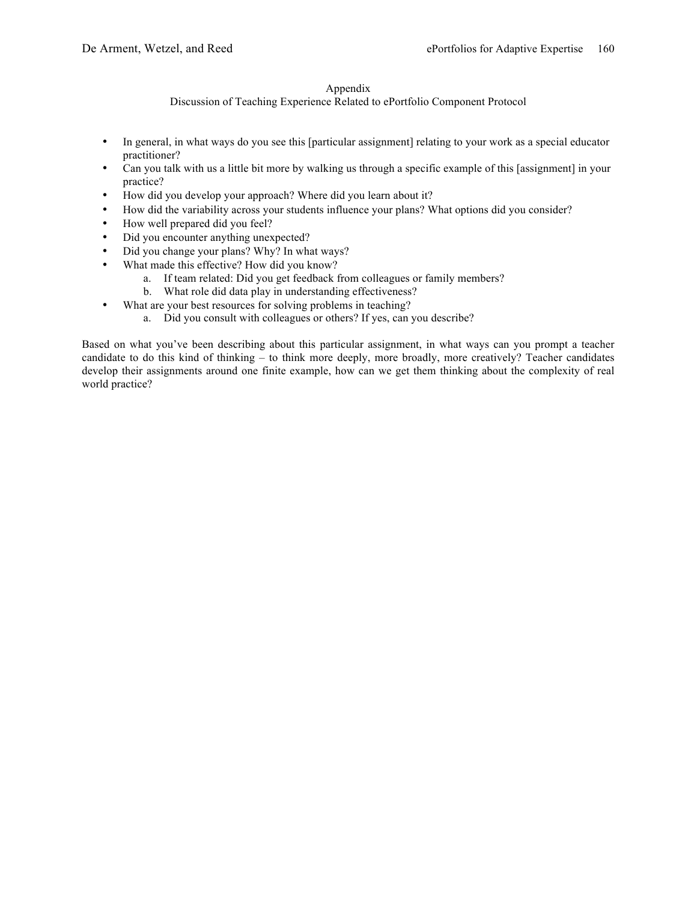# Appendix

## Discussion of Teaching Experience Related to ePortfolio Component Protocol

- In general, in what ways do you see this [particular assignment] relating to your work as a special educator practitioner?
- Can you talk with us a little bit more by walking us through a specific example of this [assignment] in your practice?
- How did you develop your approach? Where did you learn about it?
- How did the variability across your students influence your plans? What options did you consider?
- How well prepared did you feel?
- Did you encounter anything unexpected?
- Did you change your plans? Why? In what ways?
- What made this effective? How did you know?
    a. If team related: Did you get feedback from colleagues or family members?
    b. What role did data play in understanding effectiveness?
- What are your best resources for solving problems in teaching?
    a. Did you consult with colleagues or others? If yes, can you describe?

Based on what you've been describing about this particular assignment, in what ways can you prompt a teacher candidate to do this kind of thinking – to think more deeply, more broadly, more creatively? Teacher candidates develop their assignments around one finite example, how can we get them thinking about the complexity of real world practice?